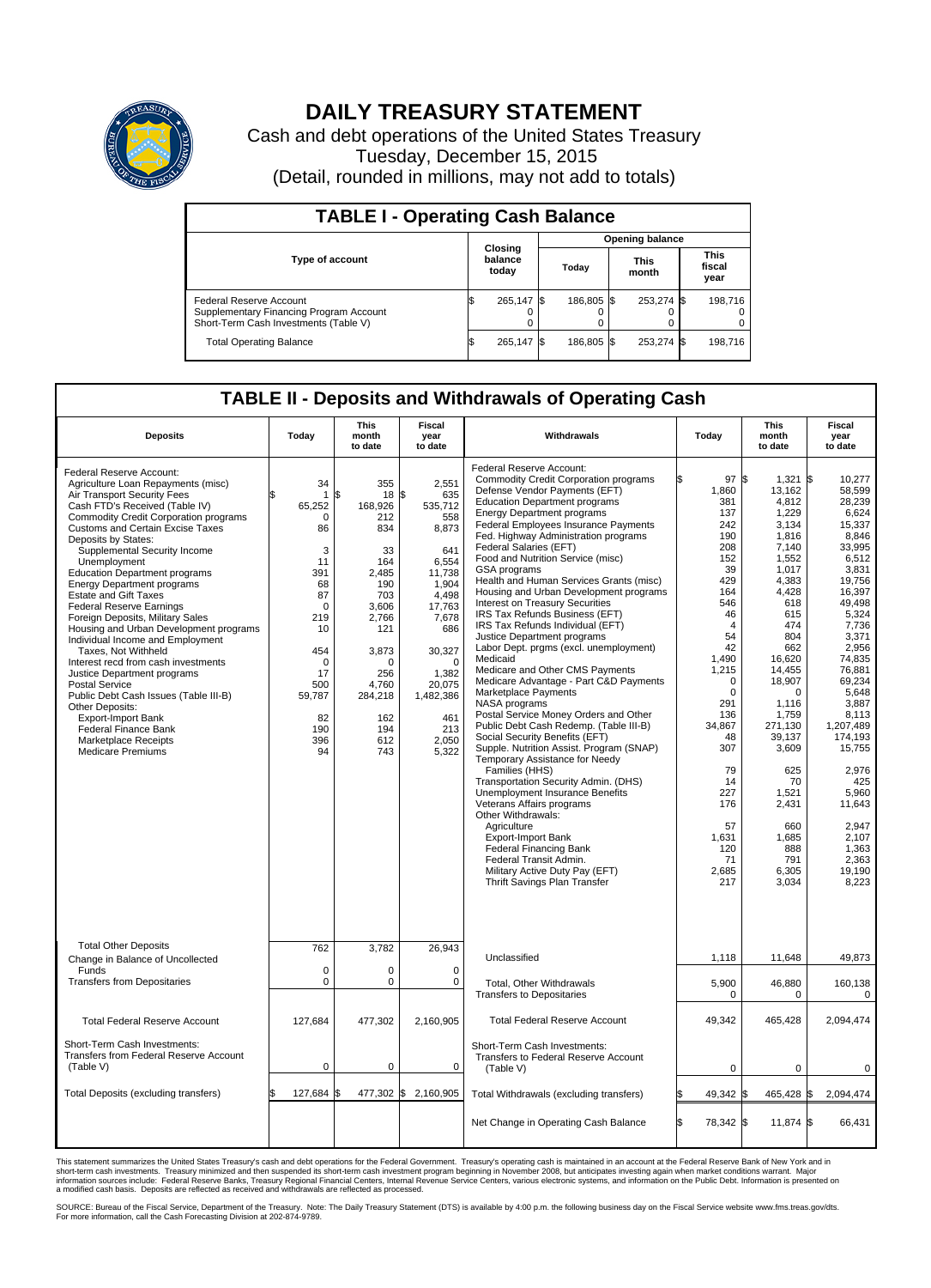# DAILY TREASURY STATEMENT

Cash and debt operations of the United States Treasury

Tuesday, December 15, 2015

(Detail, rounded in millions, may not add to totals)

## TABLE I - Operating Cash Balance

| Type of account | Closing balance today | Opening balance Today | Opening balance This month | Opening balance This fiscal year |
|---|---|---|---|---|
| Federal Reserve Account | $ 265,147 | $ 186,805 | $ 253,274 | $ 198,716 |
| Supplementary Financing Program Account | 0 | 0 | 0 | 0 |
| Short-Term Cash Investments (Table V) | 0 | 0 | 0 | 0 |
| Total Operating Balance | $ 265,147 | $ 186,805 | $ 253,274 | $ 198,716 |

## TABLE II - Deposits and Withdrawals of Operating Cash

| Deposits | Today | This month to date | Fiscal year to date | Withdrawals | Today | This month to date | Fiscal year to date |
|---|---|---|---|---|---|---|---|
| Federal Reserve Account: | | | | Federal Reserve Account: | | | |
| Agriculture Loan Repayments (misc) | 34 | 355 | 2,551 | Commodity Credit Corporation programs | $ 97 | $ 1,321 | $ 10,277 |
| Air Transport Security Fees | $ 1 | $ 18 | $ 635 | Defense Vendor Payments (EFT) | 1,860 | 13,162 | 58,599 |
| Cash FTD's Received (Table IV) | 65,252 | 168,926 | 535,712 | Education Department programs | 381 | 4,812 | 28,239 |
| Commodity Credit Corporation programs | 0 | 212 | 558 | Energy Department programs | 137 | 1,229 | 6,624 |
| Customs and Certain Excise Taxes | 86 | 834 | 8,873 | Federal Employees Insurance Payments | 242 | 3,134 | 15,337 |
| Deposits by States: | | | | Fed. Highway Administration programs | 190 | 1,816 | 8,846 |
| Supplemental Security Income | 3 | 33 | 641 | Federal Salaries (EFT) | 208 | 7,140 | 33,995 |
| Unemployment | 11 | 164 | 6,554 | Food and Nutrition Service (misc) | 152 | 1,552 | 6,512 |
| Education Department programs | 391 | 2,485 | 11,738 | GSA programs | 39 | 1,017 | 3,831 |
| Energy Department programs | 68 | 190 | 1,904 | Health and Human Services Grants (misc) | 429 | 4,383 | 19,756 |
| Estate and Gift Taxes | 87 | 703 | 4,498 | Housing and Urban Development programs | 164 | 4,428 | 16,397 |
| Federal Reserve Earnings | 0 | 3,606 | 17,763 | Interest on Treasury Securities | 546 | 618 | 49,498 |
| Foreign Deposits, Military Sales | 219 | 2,766 | 7,678 | IRS Tax Refunds Business (EFT) | 46 | 615 | 5,324 |
| Housing and Urban Development programs | 10 | 121 | 686 | IRS Tax Refunds Individual (EFT) | 4 | 474 | 7,736 |
| Individual Income and Employment | | | | Justice Department programs | 54 | 804 | 3,371 |
| Taxes, Not Withheld | 454 | 3,873 | 30,327 | Labor Dept. prgms (excl. unemployment) | 42 | 662 | 2,956 |
| Interest recd from cash investments | 0 | 0 | 0 | Medicaid | 1,490 | 16,620 | 74,835 |
| Justice Department programs | 17 | 256 | 1,382 | Medicare and Other CMS Payments | 1,215 | 14,455 | 76,881 |
| Postal Service | 500 | 4,760 | 20,075 | Medicare Advantage - Part C&D Payments | 0 | 18,907 | 69,234 |
| Public Debt Cash Issues (Table III-B) | 59,787 | 284,218 | 1,482,386 | Marketplace Payments | 0 | 0 | 5,648 |
| Other Deposits: | | | | NASA programs | 291 | 1,116 | 3,887 |
| Export-Import Bank | 82 | 162 | 461 | Postal Service Money Orders and Other | 136 | 1,759 | 8,113 |
| Federal Finance Bank | 190 | 194 | 213 | Public Debt Cash Redemp. (Table III-B) | 34,867 | 271,130 | 1,207,489 |
| Marketplace Receipts | 396 | 612 | 2,050 | Social Security Benefits (EFT) | 48 | 39,137 | 174,193 |
| Medicare Premiums | 94 | 743 | 5,322 | Supple. Nutrition Assist. Program (SNAP) | 307 | 3,609 | 15,755 |
| | | | | Temporary Assistance for Needy Families (HHS) | 79 | 625 | 2,976 |
| | | | | Transportation Security Admin. (DHS) | 14 | 70 | 425 |
| | | | | Unemployment Insurance Benefits | 227 | 1,521 | 5,960 |
| | | | | Veterans Affairs programs | 176 | 2,431 | 11,643 |
| | | | | Other Withdrawals: | | | |
| | | | | Agriculture | 57 | 660 | 2,947 |
| | | | | Export-Import Bank | 1,631 | 1,685 | 2,107 |
| | | | | Federal Financing Bank | 120 | 888 | 1,363 |
| | | | | Federal Transit Admin. | 71 | 791 | 2,363 |
| | | | | Military Active Duty Pay (EFT) | 2,685 | 6,305 | 19,190 |
| | | | | Thrift Savings Plan Transfer | 217 | 3,034 | 8,223 |
| Total Other Deposits | 762 | 3,782 | 26,943 | | | | |
| Change in Balance of Uncollected Funds | 0 | 0 | 0 | Unclassified | 1,118 | 11,648 | 49,873 |
| Transfers from Depositaries | 0 | 0 | 0 | Total, Other Withdrawals | 5,900 | 46,880 | 160,138 |
| | | | | Transfers to Depositaries | 0 | 0 | 0 |
| Total Federal Reserve Account | 127,684 | 477,302 | 2,160,905 | Total Federal Reserve Account | 49,342 | 465,428 | 2,094,474 |
| Short-Term Cash Investments: Transfers from Federal Reserve Account (Table V) | 0 | 0 | 0 | Short-Term Cash Investments: Transfers to Federal Reserve Account (Table V) | 0 | 0 | 0 |
| Total Deposits (excluding transfers) | $ 127,684 | $ 477,302 | $ 2,160,905 | Total Withdrawals (excluding transfers) | $ 49,342 | $ 465,428 | $ 2,094,474 |
| | | | | Net Change in Operating Cash Balance | $ 78,342 | $ 11,874 | $ 66,431 |

This statement summarizes the United States Treasury's cash and debt operations for the Federal Government. Treasury's operating cash is maintained in an account at the Federal Reserve Bank of New York and in short-term cash investments. Treasury minimized and then suspended its short-term cash investment program beginning in November 2008, but anticipates investing again when market conditions warrant. Major information sources include: Federal Reserve Banks, Treasury Regional Financial Centers, Internal Revenue Service Centers, various electronic systems, and information on the Public Debt. Information is presented on a modified cash basis. Deposits are reflected as received and withdrawals are reflected as processed.

SOURCE: Bureau of the Fiscal Service, Department of the Treasury. Note: The Daily Treasury Statement (DTS) is available by 4:00 p.m. the following business day on the Fiscal Service website www.fms.treas.gov/dts. For more information, call the Cash Forecasting Division at 202-874-9789.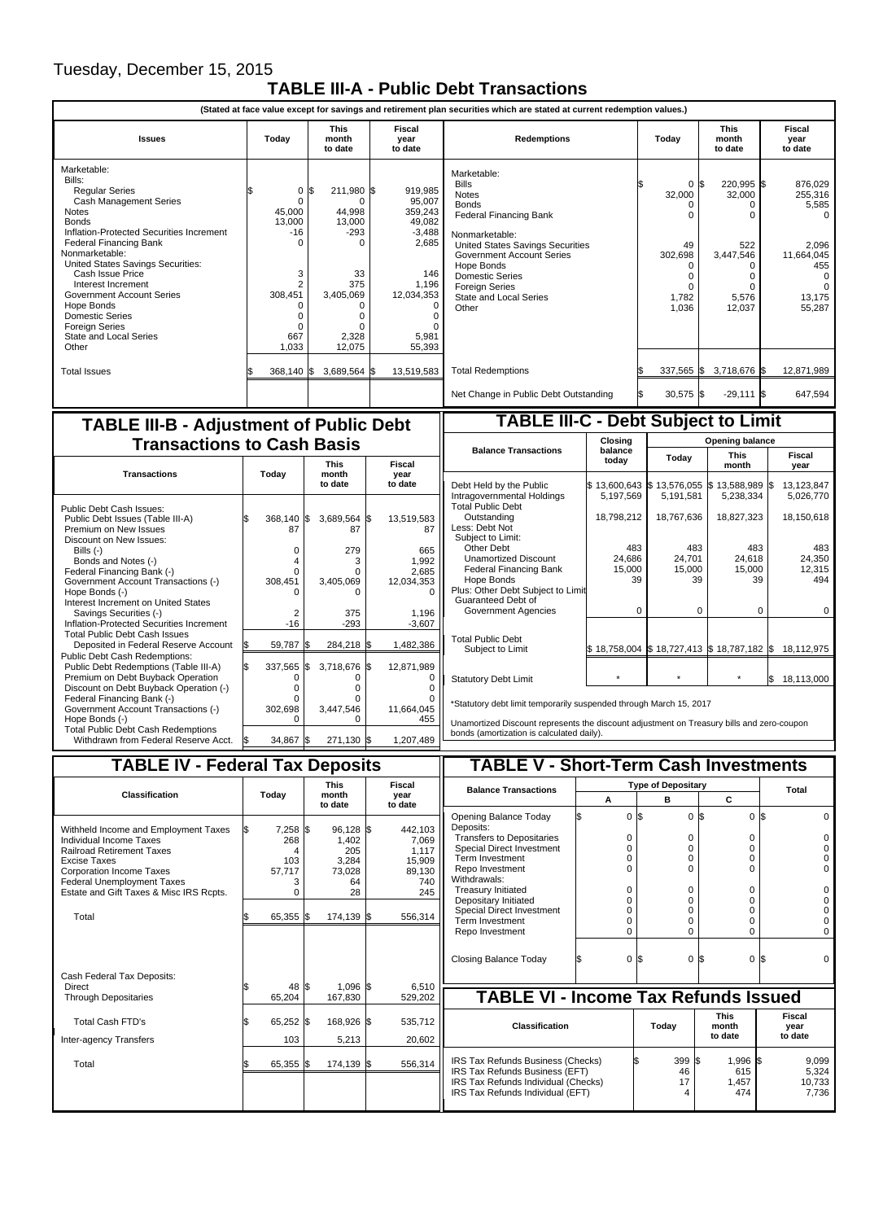Tuesday, December 15, 2015

# TABLE III-A - Public Debt Transactions

(Stated at face value except for savings and retirement plan securities which are stated at current redemption values.)

| Issues | Today | This month to date | Fiscal year to date |
|---|---|---|---|
| Marketable: | | | |
| Bills: | | | |
| Regular Series | $ 0 | $ 211,980 | $ 919,985 |
| Cash Management Series | 0 | 0 | 95,007 |
| Notes | 45,000 | 44,998 | 359,243 |
| Bonds | 13,000 | 13,000 | 49,082 |
| Inflation-Protected Securities Increment | -16 | -293 | -3,488 |
| Federal Financing Bank | 0 | 0 | 2,685 |
| Nonmarketable: | | | |
| United States Savings Securities: | | | |
| Cash Issue Price | 3 | 33 | 146 |
| Interest Increment | 2 | 375 | 1,196 |
| Government Account Series | 308,451 | 3,405,069 | 12,034,353 |
| Hope Bonds | 0 | 0 | 0 |
| Domestic Series | 0 | 0 | 0 |
| Foreign Series | 0 | 0 | 0 |
| State and Local Series | 667 | 2,328 | 5,981 |
| Other | 1,033 | 12,075 | 55,393 |
| Total Issues | $ 368,140 | $ 3,689,564 | $ 13,519,583 |

| Redemptions | Today | This month to date | Fiscal year to date |
|---|---|---|---|
| Marketable: | | | |
| Bills | $ 0 | $ 220,995 | $ 876,029 |
| Notes | 32,000 | 32,000 | 255,316 |
| Bonds | 0 | 0 | 5,585 |
| Federal Financing Bank | 0 | 0 | 0 |
| Nonmarketable: | | | |
| United States Savings Securities | 49 | 522 | 2,096 |
| Government Account Series | 302,698 | 3,447,546 | 11,664,045 |
| Hope Bonds | 0 | 0 | 455 |
| Domestic Series | 0 | 0 | 0 |
| Foreign Series | 0 | 0 | 0 |
| State and Local Series | 1,782 | 5,576 | 13,175 |
| Other | 1,036 | 12,037 | 55,287 |
| Total Redemptions | $ 337,565 | $ 3,718,676 | $ 12,871,989 |
| Net Change in Public Debt Outstanding | $ 30,575 | $ -29,111 | $ 647,594 |

# TABLE III-B - Adjustment of Public Debt Transactions to Cash Basis

| Transactions | Today | This month to date | Fiscal year to date |
|---|---|---|---|
| Public Debt Cash Issues: | | | |
| Public Debt Issues (Table III-A) | $ 368,140 | $ 3,689,564 | $ 13,519,583 |
| Premium on New Issues | 87 | 87 | 87 |
| Discount on New Issues: | | | |
| Bills (-) | 0 | 279 | 665 |
| Bonds and Notes (-) | 4 | 3 | 1,992 |
| Federal Financing Bank (-) | 0 | 0 | 2,685 |
| Government Account Transactions (-) | 308,451 | 3,405,069 | 12,034,353 |
| Hope Bonds (-) | 0 | 0 | 0 |
| Interest Increment on United States Savings Securities (-) | 2 | 375 | 1,196 |
| Inflation-Protected Securities Increment | -16 | -293 | -3,607 |
| Total Public Debt Cash Issues Deposited in Federal Reserve Account | $ 59,787 | $ 284,218 | $ 1,482,386 |
| Public Debt Cash Redemptions: | | | |
| Public Debt Redemptions (Table III-A) | $ 337,565 | $ 3,718,676 | $ 12,871,989 |
| Premium on Debt Buyback Operation | 0 | 0 | 0 |
| Discount on Debt Buyback Operation (-) | 0 | 0 | 0 |
| Federal Financing Bank (-) | 0 | 0 | 0 |
| Government Account Transactions (-) | 302,698 | 3,447,546 | 11,664,045 |
| Hope Bonds (-) | 0 | 0 | 455 |
| Total Public Debt Cash Redemptions Withdrawn from Federal Reserve Acct. | $ 34,867 | $ 271,130 | $ 1,207,489 |

# TABLE III-C - Debt Subject to Limit

| Balance Transactions | Closing balance today | Opening balance Today | Opening balance This month | Opening balance Fiscal year |
|---|---|---|---|---|
| Debt Held by the Public | $ 13,600,643 | $ 13,576,055 | $ 13,588,989 | $ 13,123,847 |
| Intragovernmental Holdings | 5,197,569 | 5,191,581 | 5,238,334 | 5,026,770 |
| Total Public Debt Outstanding | 18,798,212 | 18,767,636 | 18,827,323 | 18,150,618 |
| Less: Debt Not Subject to Limit: | | | | |
| Other Debt | 483 | 483 | 483 | 483 |
| Unamortized Discount | 24,686 | 24,701 | 24,618 | 24,350 |
| Federal Financing Bank | 15,000 | 15,000 | 15,000 | 12,315 |
| Hope Bonds | 39 | 39 | 39 | 494 |
| Plus: Other Debt Subject to Limit | | | | |
| Guaranteed Debt of Government Agencies | 0 | 0 | 0 | 0 |
| Total Public Debt Subject to Limit | $ 18,758,004 | $ 18,727,413 | $ 18,787,182 | $ 18,112,975 |
| Statutory Debt Limit | * | * | * | $ 18,113,000 |

*Statutory debt limit temporarily suspended through March 15, 2017

Unamortized Discount represents the discount adjustment on Treasury bills and zero-coupon bonds (amortization is calculated daily).

# TABLE IV - Federal Tax Deposits

| Classification | Today | This month to date | Fiscal year to date |
|---|---|---|---|
| Withheld Income and Employment Taxes | $ 7,258 | $ 96,128 | $ 442,103 |
| Individual Income Taxes | 268 | 1,402 | 7,069 |
| Railroad Retirement Taxes | 4 | 205 | 1,117 |
| Excise Taxes | 103 | 3,284 | 15,909 |
| Corporation Income Taxes | 57,717 | 73,028 | 89,130 |
| Federal Unemployment Taxes | 3 | 64 | 740 |
| Estate and Gift Taxes & Misc IRS Rcpts. | 0 | 28 | 245 |
| Total | $ 65,355 | $ 174,139 | $ 556,314 |
| Cash Federal Tax Deposits: | | | |
| Direct | $ 48 | $ 1,096 | $ 6,510 |
| Through Depositaries | 65,204 | 167,830 | 529,202 |
| Total Cash FTD's | $ 65,252 | $ 168,926 | $ 535,712 |
| Inter-agency Transfers | 103 | 5,213 | 20,602 |
| Total | $ 65,355 | $ 174,139 | $ 556,314 |

# TABLE V - Short-Term Cash Investments

| Balance Transactions | Type of Depositary A | B | C | Total |
|---|---|---|---|---|
| Opening Balance Today | $ 0 | $ 0 | $ 0 | $ 0 |
| Deposits: | | | | |
| Transfers to Depositaries | 0 | 0 | 0 | 0 |
| Special Direct Investment | 0 | 0 | 0 | 0 |
| Term Investment | 0 | 0 | 0 | 0 |
| Repo Investment | 0 | 0 | 0 | 0 |
| Withdrawals: | | | | |
| Treasury Initiated | 0 | 0 | 0 | 0 |
| Depositary Initiated | 0 | 0 | 0 | 0 |
| Special Direct Investment | 0 | 0 | 0 | 0 |
| Term Investment | 0 | 0 | 0 | 0 |
| Repo Investment | 0 | 0 | 0 | 0 |
| Closing Balance Today | $ 0 | $ 0 | $ 0 | $ 0 |

# TABLE VI - Income Tax Refunds Issued

| Classification | Today | This month to date | Fiscal year to date |
|---|---|---|---|
| IRS Tax Refunds Business (Checks) | $ 399 | $ 1,996 | $ 9,099 |
| IRS Tax Refunds Business (EFT) | 46 | 615 | 5,324 |
| IRS Tax Refunds Individual (Checks) | 17 | 1,457 | 10,733 |
| IRS Tax Refunds Individual (EFT) | 4 | 474 | 7,736 |